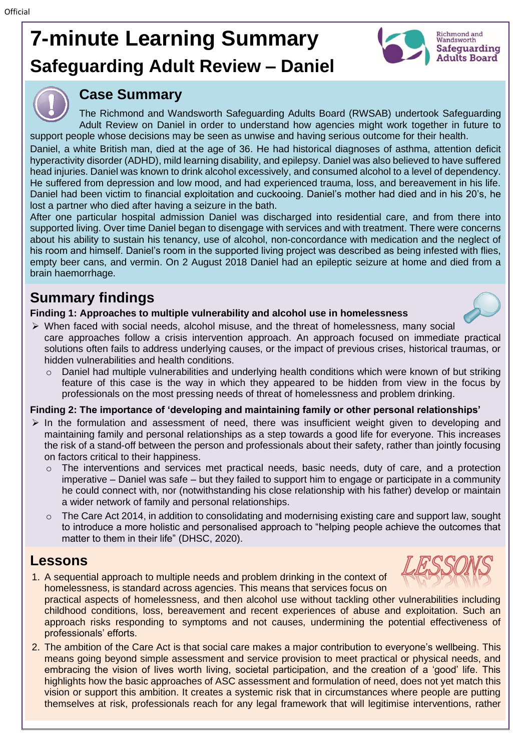# 7-minute Learning Summary

## Safeguarding Adult Review – Daniel

Richmond and Wandsworth Safeguarding Adults Board

## Case Summary

The Richmond and Wandsworth Safeguarding Adults Board (RWSAB) undertook Safeguarding Adult Review on Daniel in order to understand how agencies might work together in future to support people whose decisions may be seen as unwise and having serious outcome for their health.

Daniel, a white British man, died at the age of 36. He had historical diagnoses of asthma, attention deficit hyperactivity disorder (ADHD), mild learning disability, and epilepsy. Daniel was also believed to have suffered head injuries. Daniel was known to drink alcohol excessively, and consumed alcohol to a level of dependency. He suffered from depression and low mood, and had experienced trauma, loss, and bereavement in his life. Daniel had been victim to financial exploitation and cuckooing. Daniel's mother had died and in his 20's, he lost a partner who died after having a seizure in the bath.

After one particular hospital admission Daniel was discharged into residential care, and from there into supported living. Over time Daniel began to disengage with services and with treatment. There were concerns about his ability to sustain his tenancy, use of alcohol, non-concordance with medication and the neglect of his room and himself. Daniel's room in the supported living project was described as being infested with flies, empty beer cans, and vermin. On 2 August 2018 Daniel had an epileptic seizure at home and died from a brain haemorrhage.

## Summary findings

**Finding 1: Approaches to multiple vulnerability and alcohol use in homelessness**

- When faced with social needs, alcohol misuse, and the threat of homelessness, many social care approaches follow a crisis intervention approach. An approach focused on immediate practical solutions often fails to address underlying causes, or the impact of previous crises, historical traumas, or hidden vulnerabilities and health conditions.
  - Daniel had multiple vulnerabilities and underlying health conditions which were known of but striking feature of this case is the way in which they appeared to be hidden from view in the focus by professionals on the most pressing needs of threat of homelessness and problem drinking.

**Finding 2: The importance of 'developing and maintaining family or other personal relationships'**

- In the formulation and assessment of need, there was insufficient weight given to developing and maintaining family and personal relationships as a step towards a good life for everyone. This increases the risk of a stand-off between the person and professionals about their safety, rather than jointly focusing on factors critical to their happiness.
  - The interventions and services met practical needs, basic needs, duty of care, and a protection imperative – Daniel was safe – but they failed to support him to engage or participate in a community he could connect with, nor (notwithstanding his close relationship with his father) develop or maintain a wider network of family and personal relationships.
  - The Care Act 2014, in addition to consolidating and modernising existing care and support law, sought to introduce a more holistic and personalised approach to "helping people achieve the outcomes that matter to them in their life" (DHSC, 2020).

## Lessons

1. A sequential approach to multiple needs and problem drinking in the context of homelessness, is standard across agencies. This means that services focus on practical aspects of homelessness, and then alcohol use without tackling other vulnerabilities including childhood conditions, loss, bereavement and recent experiences of abuse and exploitation. Such an approach risks responding to symptoms and not causes, undermining the potential effectiveness of professionals' efforts.
2. The ambition of the Care Act is that social care makes a major contribution to everyone's wellbeing. This means going beyond simple assessment and service provision to meet practical or physical needs, and embracing the vision of lives worth living, societal participation, and the creation of a 'good' life. This highlights how the basic approaches of ASC assessment and formulation of need, does not yet match this vision or support this ambition. It creates a systemic risk that in circumstances where people are putting themselves at risk, professionals reach for any legal framework that will legitimise interventions, rather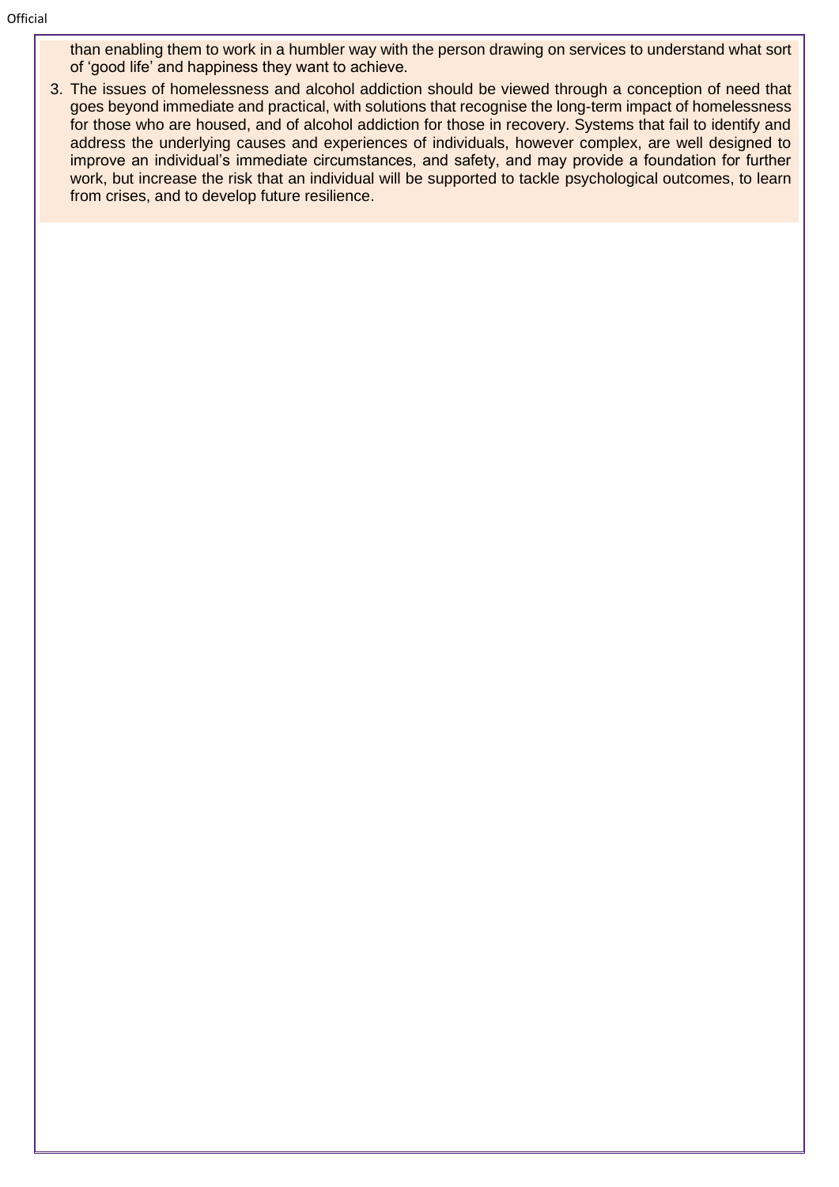than enabling them to work in a humbler way with the person drawing on services to understand what sort of 'good life' and happiness they want to achieve.

3. The issues of homelessness and alcohol addiction should be viewed through a conception of need that goes beyond immediate and practical, with solutions that recognise the long-term impact of homelessness for those who are housed, and of alcohol addiction for those in recovery. Systems that fail to identify and address the underlying causes and experiences of individuals, however complex, are well designed to improve an individual's immediate circumstances, and safety, and may provide a foundation for further work, but increase the risk that an individual will be supported to tackle psychological outcomes, to learn from crises, and to develop future resilience.